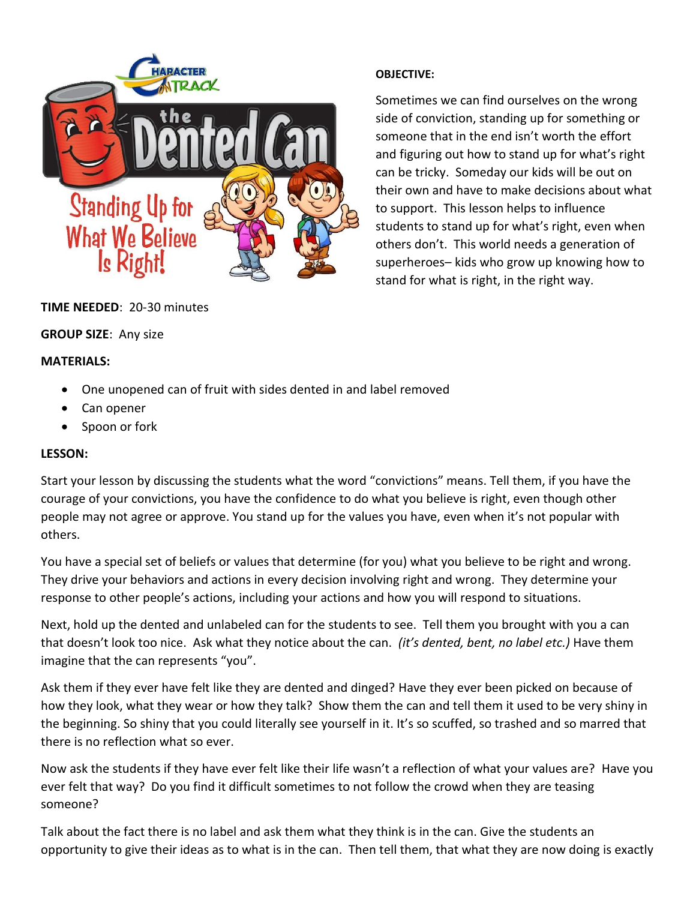# the Dented Can

## Standing Up for What We Believe Is Right!

**OBJECTIVE:**

Sometimes we can find ourselves on the wrong side of conviction, standing up for something or someone that in the end isn't worth the effort and figuring out how to stand up for what's right can be tricky. Someday our kids will be out on their own and have to make decisions about what to support. This lesson helps to influence students to stand up for what's right, even when others don't. This world needs a generation of superheroes– kids who grow up knowing how to stand for what is right, in the right way.

**TIME NEEDED**: 20-30 minutes

**GROUP SIZE**: Any size

**MATERIALS:**

- One unopened can of fruit with sides dented in and label removed
- Can opener
- Spoon or fork

**LESSON:**

Start your lesson by discussing the students what the word "convictions" means. Tell them, if you have the courage of your convictions, you have the confidence to do what you believe is right, even though other people may not agree or approve. You stand up for the values you have, even when it's not popular with others.

You have a special set of beliefs or values that determine (for you) what you believe to be right and wrong. They drive your behaviors and actions in every decision involving right and wrong. They determine your response to other people's actions, including your actions and how you will respond to situations.

Next, hold up the dented and unlabeled can for the students to see. Tell them you brought with you a can that doesn't look too nice. Ask what they notice about the can. *(it's dented, bent, no label etc.)* Have them imagine that the can represents "you".

Ask them if they ever have felt like they are dented and dinged? Have they ever been picked on because of how they look, what they wear or how they talk? Show them the can and tell them it used to be very shiny in the beginning. So shiny that you could literally see yourself in it. It's so scuffed, so trashed and so marred that there is no reflection what so ever.

Now ask the students if they have ever felt like their life wasn't a reflection of what your values are? Have you ever felt that way? Do you find it difficult sometimes to not follow the crowd when they are teasing someone?

Talk about the fact there is no label and ask them what they think is in the can. Give the students an opportunity to give their ideas as to what is in the can. Then tell them, that what they are now doing is exactly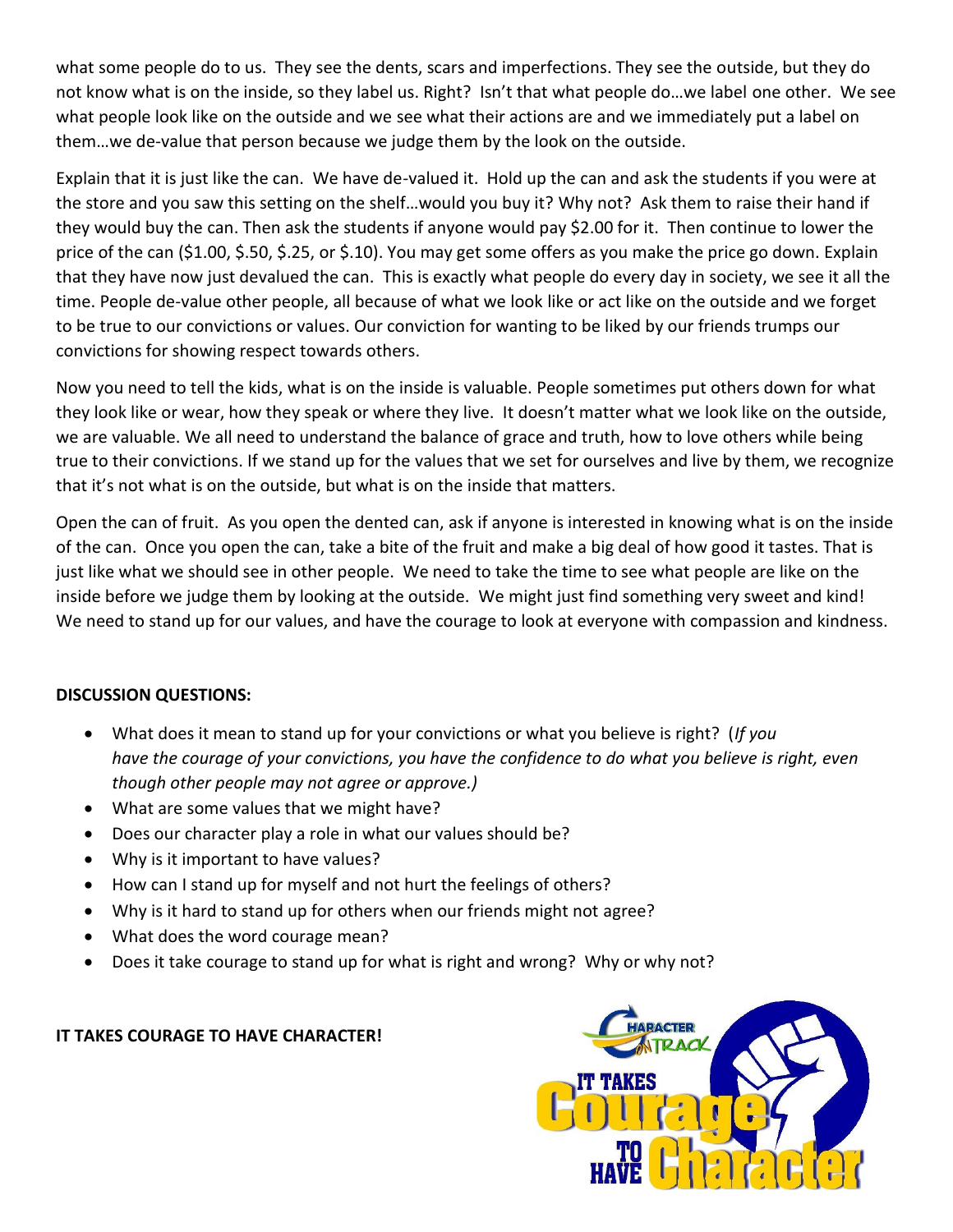what some people do to us. They see the dents, scars and imperfections. They see the outside, but they do not know what is on the inside, so they label us. Right? Isn't that what people do…we label one other. We see what people look like on the outside and we see what their actions are and we immediately put a label on them…we de-value that person because we judge them by the look on the outside.

Explain that it is just like the can. We have de-valued it. Hold up the can and ask the students if you were at the store and you saw this setting on the shelf…would you buy it? Why not? Ask them to raise their hand if they would buy the can. Then ask the students if anyone would pay $2.00 for it. Then continue to lower the price of the can ($1.00, $.50, $.25, or $.10). You may get some offers as you make the price go down. Explain that they have now just devalued the can. This is exactly what people do every day in society, we see it all the time. People de-value other people, all because of what we look like or act like on the outside and we forget to be true to our convictions or values. Our conviction for wanting to be liked by our friends trumps our convictions for showing respect towards others.

Now you need to tell the kids, what is on the inside is valuable. People sometimes put others down for what they look like or wear, how they speak or where they live. It doesn't matter what we look like on the outside, we are valuable. We all need to understand the balance of grace and truth, how to love others while being true to their convictions. If we stand up for the values that we set for ourselves and live by them, we recognize that it's not what is on the outside, but what is on the inside that matters.

Open the can of fruit. As you open the dented can, ask if anyone is interested in knowing what is on the inside of the can. Once you open the can, take a bite of the fruit and make a big deal of how good it tastes. That is just like what we should see in other people. We need to take the time to see what people are like on the inside before we judge them by looking at the outside. We might just find something very sweet and kind! We need to stand up for our values, and have the courage to look at everyone with compassion and kindness.

**DISCUSSION QUESTIONS:**

- What does it mean to stand up for your convictions or what you believe is right? (*If you have the courage of your convictions, you have the confidence to do what you believe is right, even though other people may not agree or approve.)*
- What are some values that we might have?
- Does our character play a role in what our values should be?
- Why is it important to have values?
- How can I stand up for myself and not hurt the feelings of others?
- Why is it hard to stand up for others when our friends might not agree?
- What does the word courage mean?
- Does it take courage to stand up for what is right and wrong? Why or why not?

**IT TAKES COURAGE TO HAVE CHARACTER!**

CHARACTER ON TRACK
IT TAKES Courage TO HAVE Character